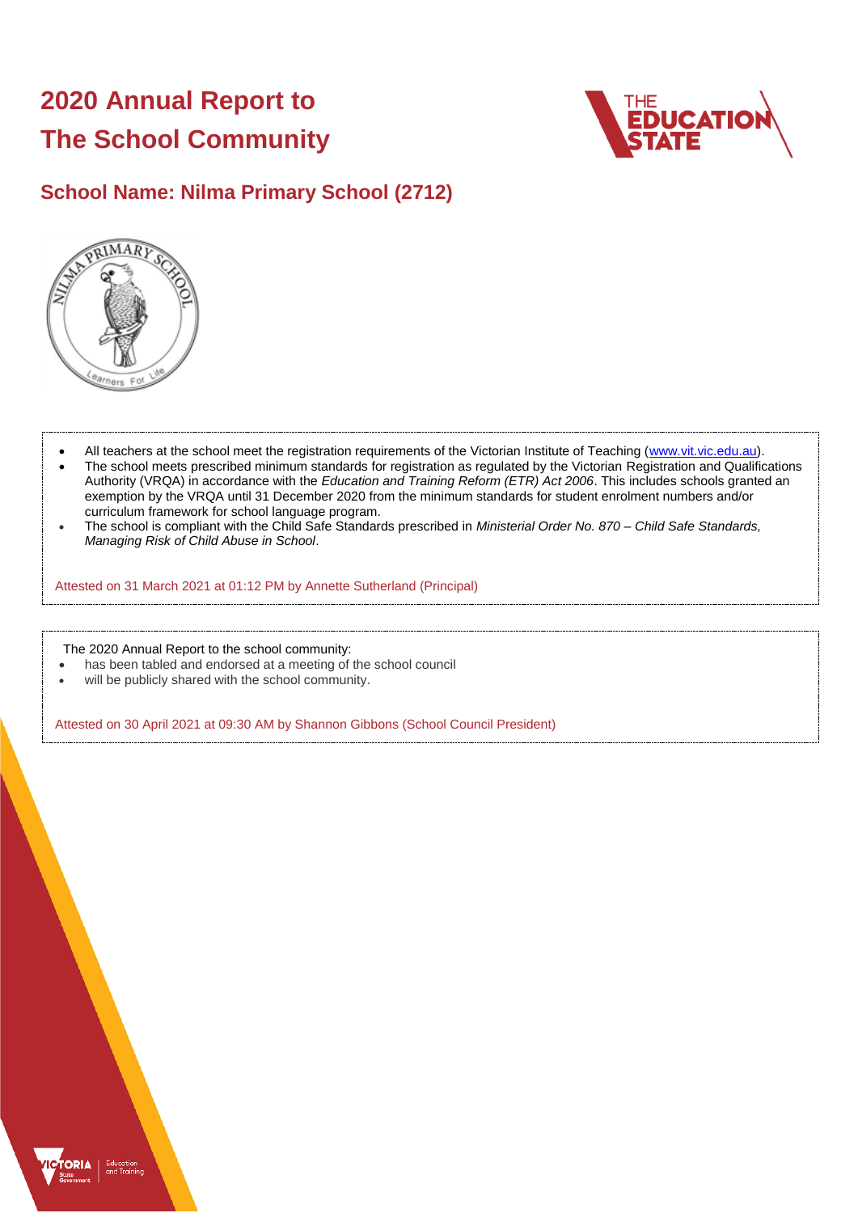# 2020 Annual Report to The School Community

## School Name: Nilma Primary School (2712)

- All teachers at the school meet the registration requirements of the Victorian Institute of Teaching (www.vit.vic.edu.au).
- The school meets prescribed minimum standards for registration as regulated by the Victorian Registration and Qualifications Authority (VRQA) in accordance with the *Education and Training Reform (ETR) Act 2006*. This includes schools granted an exemption by the VRQA until 31 December 2020 from the minimum standards for student enrolment numbers and/or curriculum framework for school language program.
- The school is compliant with the Child Safe Standards prescribed in *Ministerial Order No. 870 – Child Safe Standards, Managing Risk of Child Abuse in School*.

Attested on 31 March 2021 at 01:12 PM by Annette Sutherland (Principal)

The 2020 Annual Report to the school community:

- has been tabled and endorsed at a meeting of the school council
- will be publicly shared with the school community.

Attested on 30 April 2021 at 09:30 AM by Shannon Gibbons (School Council President)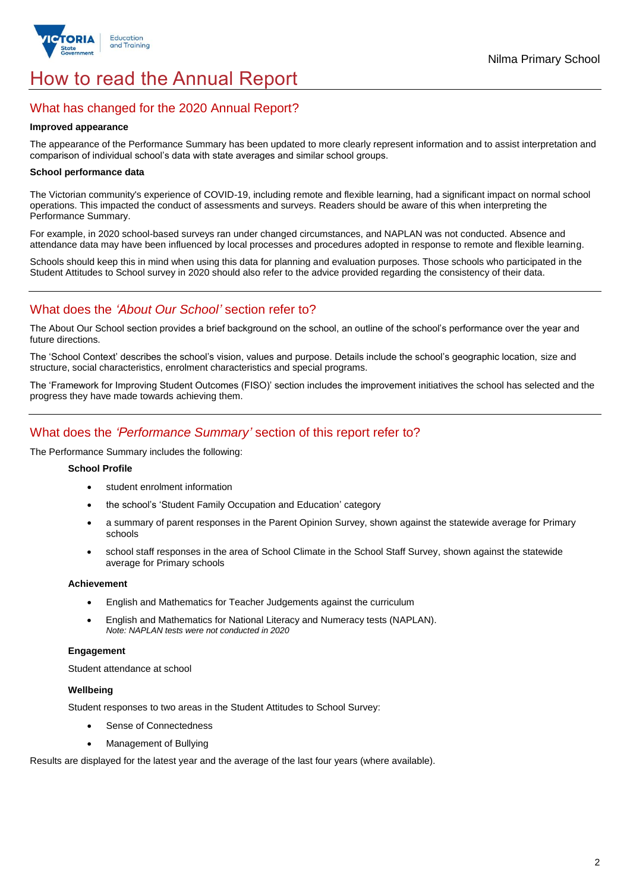# How to read the Annual Report

## What has changed for the 2020 Annual Report?

**Improved appearance**

The appearance of the Performance Summary has been updated to more clearly represent information and to assist interpretation and comparison of individual school's data with state averages and similar school groups.

**School performance data**

The Victorian community's experience of COVID-19, including remote and flexible learning, had a significant impact on normal school operations. This impacted the conduct of assessments and surveys. Readers should be aware of this when interpreting the Performance Summary.

For example, in 2020 school-based surveys ran under changed circumstances, and NAPLAN was not conducted. Absence and attendance data may have been influenced by local processes and procedures adopted in response to remote and flexible learning.

Schools should keep this in mind when using this data for planning and evaluation purposes. Those schools who participated in the Student Attitudes to School survey in 2020 should also refer to the advice provided regarding the consistency of their data.

## What does the *'About Our School'* section refer to?

The About Our School section provides a brief background on the school, an outline of the school's performance over the year and future directions.

The 'School Context' describes the school's vision, values and purpose. Details include the school's geographic location, size and structure, social characteristics, enrolment characteristics and special programs.

The 'Framework for Improving Student Outcomes (FISO)' section includes the improvement initiatives the school has selected and the progress they have made towards achieving them.

## What does the *'Performance Summary'* section of this report refer to?

The Performance Summary includes the following:

**School Profile**

- student enrolment information
- the school's 'Student Family Occupation and Education' category
- a summary of parent responses in the Parent Opinion Survey, shown against the statewide average for Primary schools
- school staff responses in the area of School Climate in the School Staff Survey, shown against the statewide average for Primary schools

**Achievement**

- English and Mathematics for Teacher Judgements against the curriculum
- English and Mathematics for National Literacy and Numeracy tests (NAPLAN).
  *Note: NAPLAN tests were not conducted in 2020*

**Engagement**

Student attendance at school

**Wellbeing**

Student responses to two areas in the Student Attitudes to School Survey:

- Sense of Connectedness
- Management of Bullying

Results are displayed for the latest year and the average of the last four years (where available).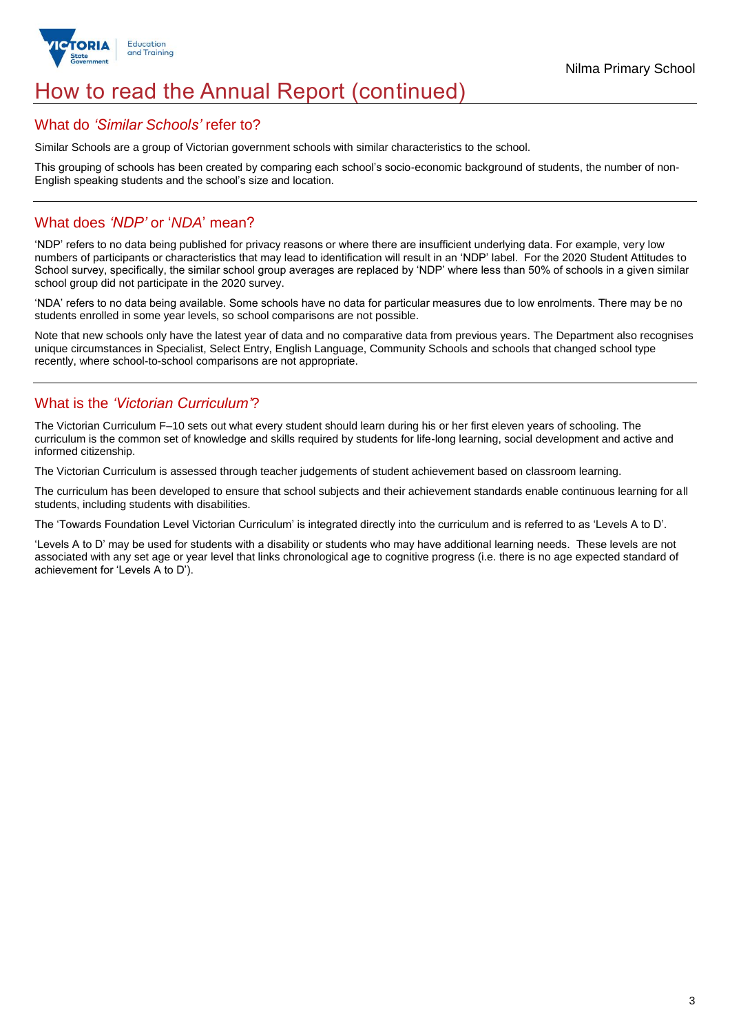# How to read the Annual Report (continued)

## What do *'Similar Schools'* refer to?

Similar Schools are a group of Victorian government schools with similar characteristics to the school.

This grouping of schools has been created by comparing each school's socio-economic background of students, the number of non-English speaking students and the school's size and location.

## What does *'NDP'* or '*NDA*' mean?

'NDP' refers to no data being published for privacy reasons or where there are insufficient underlying data. For example, very low numbers of participants or characteristics that may lead to identification will result in an 'NDP' label. For the 2020 Student Attitudes to School survey, specifically, the similar school group averages are replaced by 'NDP' where less than 50% of schools in a given similar school group did not participate in the 2020 survey.

'NDA' refers to no data being available. Some schools have no data for particular measures due to low enrolments. There may be no students enrolled in some year levels, so school comparisons are not possible.

Note that new schools only have the latest year of data and no comparative data from previous years. The Department also recognises unique circumstances in Specialist, Select Entry, English Language, Community Schools and schools that changed school type recently, where school-to-school comparisons are not appropriate.

## What is the *'Victorian Curriculum'*?

The Victorian Curriculum F–10 sets out what every student should learn during his or her first eleven years of schooling. The curriculum is the common set of knowledge and skills required by students for life-long learning, social development and active and informed citizenship.

The Victorian Curriculum is assessed through teacher judgements of student achievement based on classroom learning.

The curriculum has been developed to ensure that school subjects and their achievement standards enable continuous learning for all students, including students with disabilities.

The 'Towards Foundation Level Victorian Curriculum' is integrated directly into the curriculum and is referred to as 'Levels A to D'.

'Levels A to D' may be used for students with a disability or students who may have additional learning needs. These levels are not associated with any set age or year level that links chronological age to cognitive progress (i.e. there is no age expected standard of achievement for 'Levels A to D').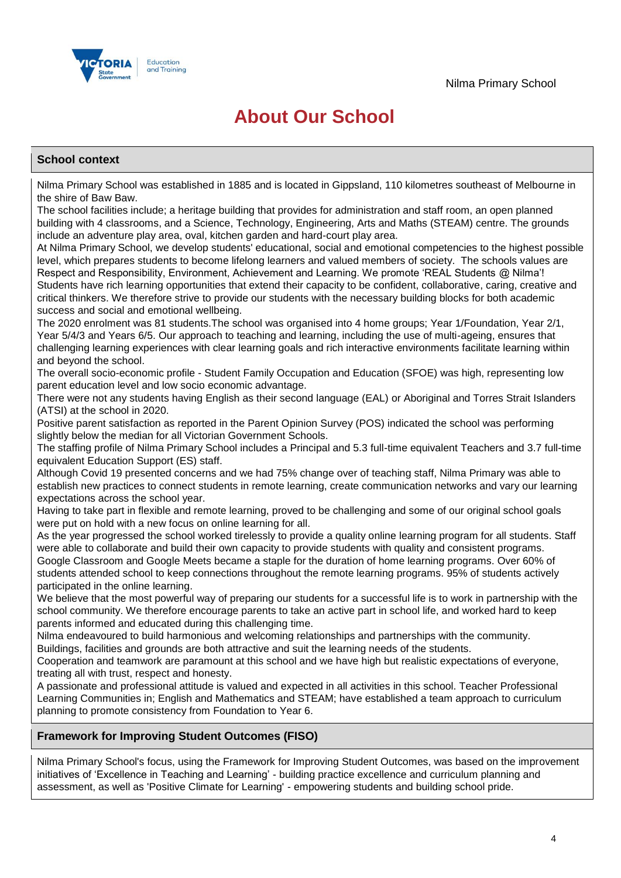# About Our School

## School context

Nilma Primary School was established in 1885 and is located in Gippsland, 110 kilometres southeast of Melbourne in the shire of Baw Baw.

The school facilities include; a heritage building that provides for administration and staff room, an open planned building with 4 classrooms, and a Science, Technology, Engineering, Arts and Maths (STEAM) centre. The grounds include an adventure play area, oval, kitchen garden and hard-court play area.

At Nilma Primary School, we develop students' educational, social and emotional competencies to the highest possible level, which prepares students to become lifelong learners and valued members of society. The schools values are Respect and Responsibility, Environment, Achievement and Learning. We promote 'REAL Students @ Nilma'! Students have rich learning opportunities that extend their capacity to be confident, collaborative, caring, creative and critical thinkers. We therefore strive to provide our students with the necessary building blocks for both academic success and social and emotional wellbeing.

The 2020 enrolment was 81 students.The school was organised into 4 home groups; Year 1/Foundation, Year 2/1, Year 5/4/3 and Years 6/5. Our approach to teaching and learning, including the use of multi-ageing, ensures that challenging learning experiences with clear learning goals and rich interactive environments facilitate learning within and beyond the school.

The overall socio-economic profile - Student Family Occupation and Education (SFOE) was high, representing low parent education level and low socio economic advantage.

There were not any students having English as their second language (EAL) or Aboriginal and Torres Strait Islanders (ATSI) at the school in 2020.

Positive parent satisfaction as reported in the Parent Opinion Survey (POS) indicated the school was performing slightly below the median for all Victorian Government Schools.

The staffing profile of Nilma Primary School includes a Principal and 5.3 full-time equivalent Teachers and 3.7 full-time equivalent Education Support (ES) staff.

Although Covid 19 presented concerns and we had 75% change over of teaching staff, Nilma Primary was able to establish new practices to connect students in remote learning, create communication networks and vary our learning expectations across the school year.

Having to take part in flexible and remote learning, proved to be challenging and some of our original school goals were put on hold with a new focus on online learning for all.

As the year progressed the school worked tirelessly to provide a quality online learning program for all students. Staff were able to collaborate and build their own capacity to provide students with quality and consistent programs. Google Classroom and Google Meets became a staple for the duration of home learning programs. Over 60% of students attended school to keep connections throughout the remote learning programs. 95% of students actively participated in the online learning.

We believe that the most powerful way of preparing our students for a successful life is to work in partnership with the school community. We therefore encourage parents to take an active part in school life, and worked hard to keep parents informed and educated during this challenging time.

Nilma endeavoured to build harmonious and welcoming relationships and partnerships with the community.

Buildings, facilities and grounds are both attractive and suit the learning needs of the students.

Cooperation and teamwork are paramount at this school and we have high but realistic expectations of everyone, treating all with trust, respect and honesty.

A passionate and professional attitude is valued and expected in all activities in this school. Teacher Professional Learning Communities in; English and Mathematics and STEAM; have established a team approach to curriculum planning to promote consistency from Foundation to Year 6.

## Framework for Improving Student Outcomes (FISO)

Nilma Primary School's focus, using the Framework for Improving Student Outcomes, was based on the improvement initiatives of 'Excellence in Teaching and Learning' - building practice excellence and curriculum planning and assessment, as well as 'Positive Climate for Learning' - empowering students and building school pride.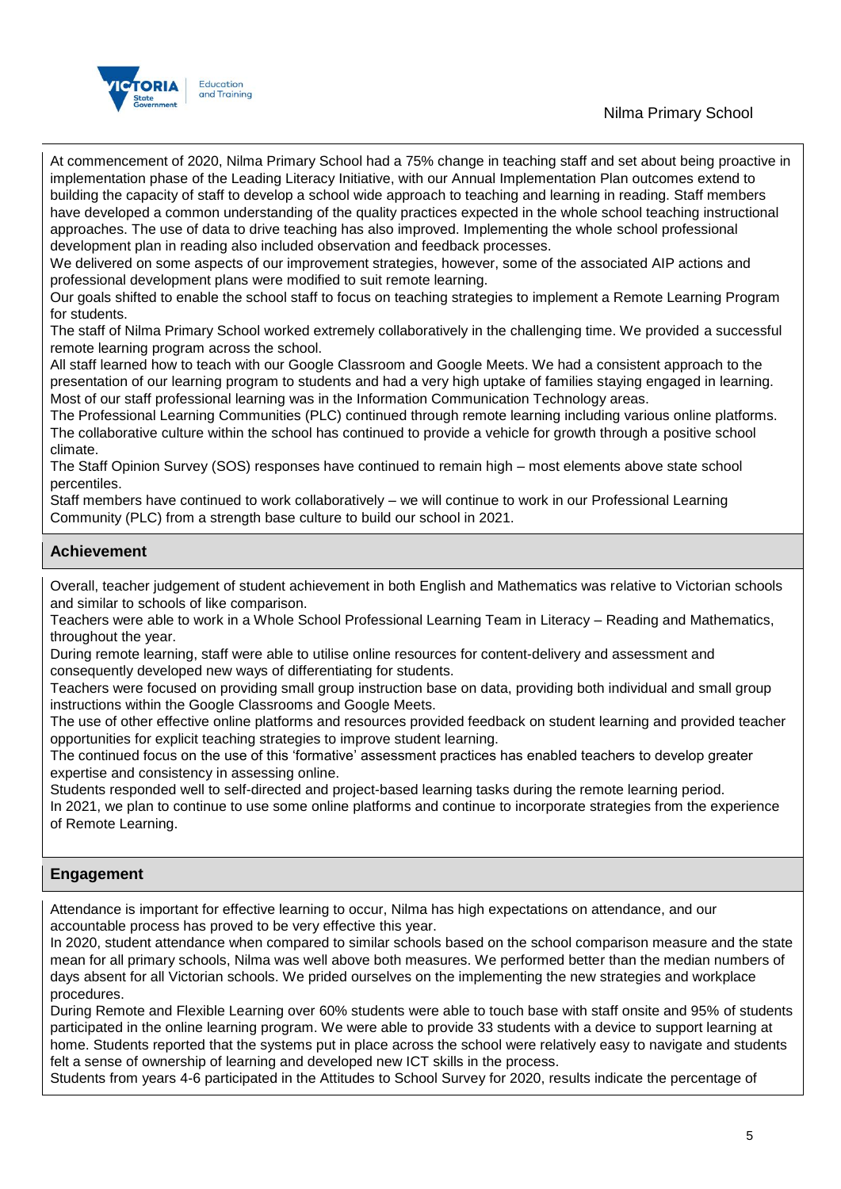At commencement of 2020, Nilma Primary School had a 75% change in teaching staff and set about being proactive in implementation phase of the Leading Literacy Initiative, with our Annual Implementation Plan outcomes extend to building the capacity of staff to develop a school wide approach to teaching and learning in reading. Staff members have developed a common understanding of the quality practices expected in the whole school teaching instructional approaches. The use of data to drive teaching has also improved. Implementing the whole school professional development plan in reading also included observation and feedback processes.

We delivered on some aspects of our improvement strategies, however, some of the associated AIP actions and professional development plans were modified to suit remote learning.

Our goals shifted to enable the school staff to focus on teaching strategies to implement a Remote Learning Program for students.

The staff of Nilma Primary School worked extremely collaboratively in the challenging time. We provided a successful remote learning program across the school.

All staff learned how to teach with our Google Classroom and Google Meets. We had a consistent approach to the presentation of our learning program to students and had a very high uptake of families staying engaged in learning. Most of our staff professional learning was in the Information Communication Technology areas.

The Professional Learning Communities (PLC) continued through remote learning including various online platforms. The collaborative culture within the school has continued to provide a vehicle for growth through a positive school climate.

The Staff Opinion Survey (SOS) responses have continued to remain high – most elements above state school percentiles.

Staff members have continued to work collaboratively – we will continue to work in our Professional Learning Community (PLC) from a strength base culture to build our school in 2021.

## Achievement

Overall, teacher judgement of student achievement in both English and Mathematics was relative to Victorian schools and similar to schools of like comparison.

Teachers were able to work in a Whole School Professional Learning Team in Literacy – Reading and Mathematics, throughout the year.

During remote learning, staff were able to utilise online resources for content-delivery and assessment and consequently developed new ways of differentiating for students.

Teachers were focused on providing small group instruction base on data, providing both individual and small group instructions within the Google Classrooms and Google Meets.

The use of other effective online platforms and resources provided feedback on student learning and provided teacher opportunities for explicit teaching strategies to improve student learning.

The continued focus on the use of this 'formative' assessment practices has enabled teachers to develop greater expertise and consistency in assessing online.

Students responded well to self-directed and project-based learning tasks during the remote learning period.

In 2021, we plan to continue to use some online platforms and continue to incorporate strategies from the experience of Remote Learning.

## Engagement

Attendance is important for effective learning to occur, Nilma has high expectations on attendance, and our accountable process has proved to be very effective this year.

In 2020, student attendance when compared to similar schools based on the school comparison measure and the state mean for all primary schools, Nilma was well above both measures. We performed better than the median numbers of days absent for all Victorian schools. We prided ourselves on the implementing the new strategies and workplace procedures.

During Remote and Flexible Learning over 60% students were able to touch base with staff onsite and 95% of students participated in the online learning program. We were able to provide 33 students with a device to support learning at home. Students reported that the systems put in place across the school were relatively easy to navigate and students felt a sense of ownership of learning and developed new ICT skills in the process.

Students from years 4-6 participated in the Attitudes to School Survey for 2020, results indicate the percentage of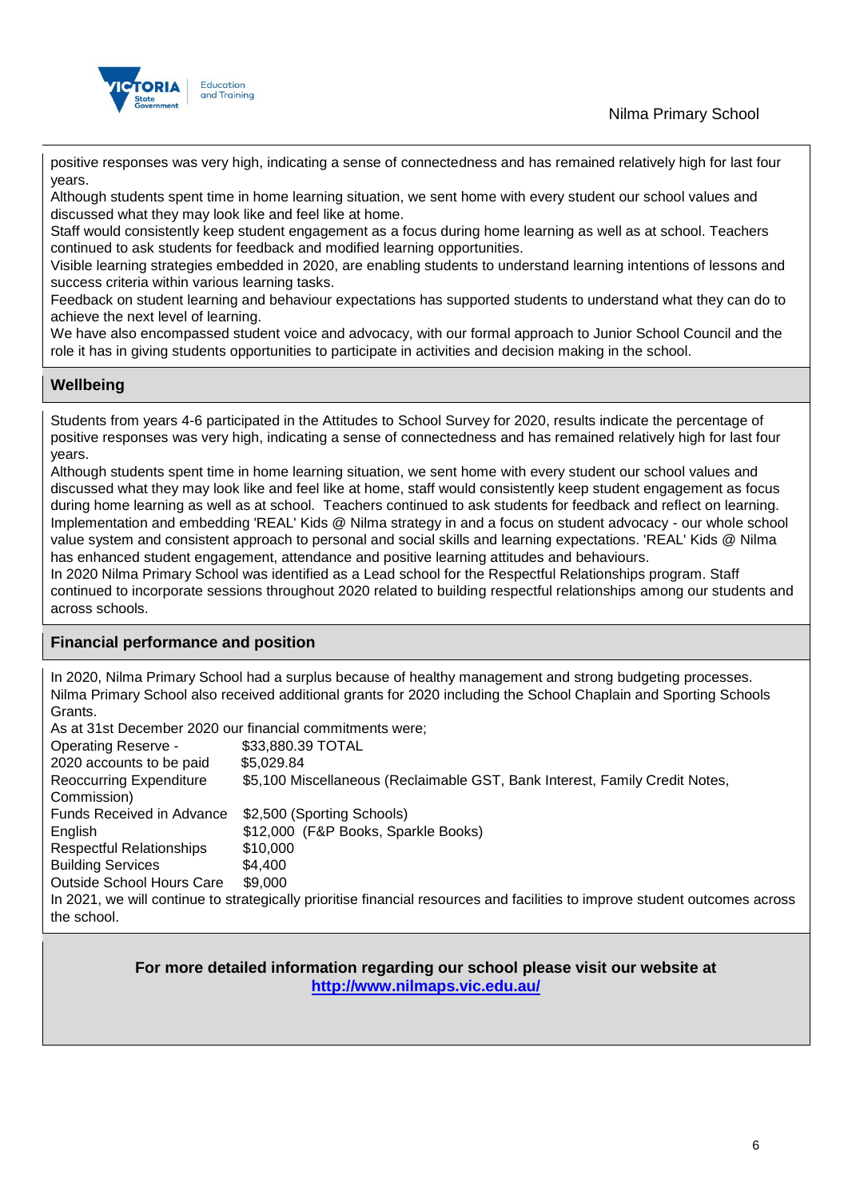positive responses was very high, indicating a sense of connectedness and has remained relatively high for last four years.
Although students spent time in home learning situation, we sent home with every student our school values and discussed what they may look like and feel like at home.
Staff would consistently keep student engagement as a focus during home learning as well as at school. Teachers continued to ask students for feedback and modified learning opportunities.
Visible learning strategies embedded in 2020, are enabling students to understand learning intentions of lessons and success criteria within various learning tasks.
Feedback on student learning and behaviour expectations has supported students to understand what they can do to achieve the next level of learning.
We have also encompassed student voice and advocacy, with our formal approach to Junior School Council and the role it has in giving students opportunities to participate in activities and decision making in the school.

## Wellbeing

Students from years 4-6 participated in the Attitudes to School Survey for 2020, results indicate the percentage of positive responses was very high, indicating a sense of connectedness and has remained relatively high for last four years.
Although students spent time in home learning situation, we sent home with every student our school values and discussed what they may look like and feel like at home, staff would consistently keep student engagement as focus during home learning as well as at school. Teachers continued to ask students for feedback and reflect on learning.
Implementation and embedding 'REAL' Kids @ Nilma strategy in and a focus on student advocacy - our whole school value system and consistent approach to personal and social skills and learning expectations. 'REAL' Kids @ Nilma has enhanced student engagement, attendance and positive learning attitudes and behaviours.
In 2020 Nilma Primary School was identified as a Lead school for the Respectful Relationships program. Staff continued to incorporate sessions throughout 2020 related to building respectful relationships among our students and across schools.

## Financial performance and position

In 2020, Nilma Primary School had a surplus because of healthy management and strong budgeting processes.
Nilma Primary School also received additional grants for 2020 including the School Chaplain and Sporting Schools Grants.
As at 31st December 2020 our financial commitments were;

| | |
|---|---|
| Operating Reserve - | $33,880.39 TOTAL |
| 2020 accounts to be paid | $5,029.84 |
| Reoccurring Expenditure | $5,100 Miscellaneous (Reclaimable GST, Bank Interest, Family Credit Notes, Commission) |
| Funds Received in Advance | $2,500 (Sporting Schools) |
| English | $12,000 (F&P Books, Sparkle Books) |
| Respectful Relationships | $10,000 |
| Building Services | $4,400 |
| Outside School Hours Care | $9,000 |

In 2021, we will continue to strategically prioritise financial resources and facilities to improve student outcomes across the school.

**For more detailed information regarding our school please visit our website at [http://www.nilmaps.vic.edu.au/](http://www.nilmaps.vic.edu.au/)**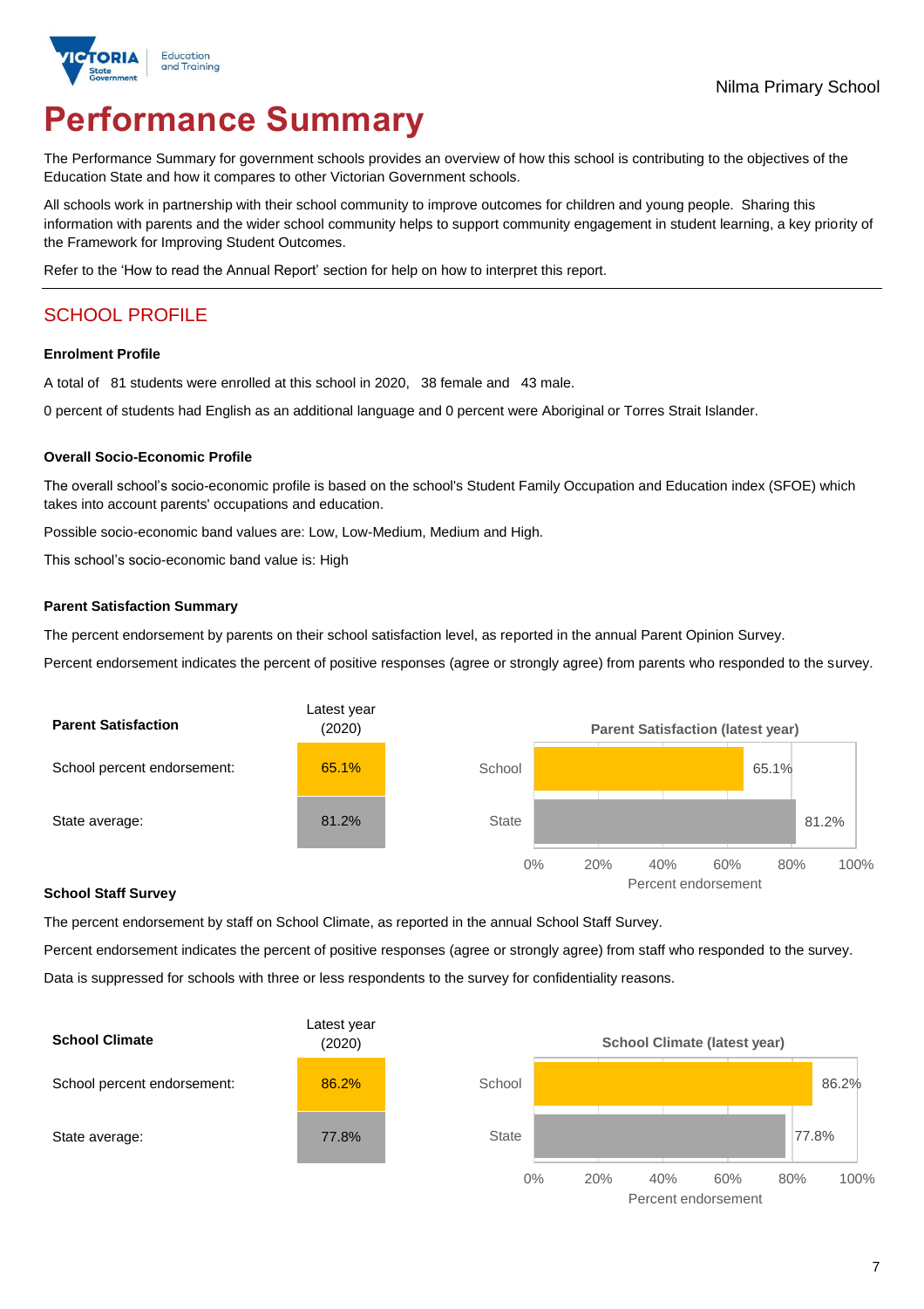Nilma Primary School

# Performance Summary

The Performance Summary for government schools provides an overview of how this school is contributing to the objectives of the Education State and how it compares to other Victorian Government schools.

All schools work in partnership with their school community to improve outcomes for children and young people. Sharing this information with parents and the wider school community helps to support community engagement in student learning, a key priority of the Framework for Improving Student Outcomes.

Refer to the 'How to read the Annual Report' section for help on how to interpret this report.

## SCHOOL PROFILE

### Enrolment Profile

A total of 81 students were enrolled at this school in 2020, 38 female and 43 male.

0 percent of students had English as an additional language and 0 percent were Aboriginal or Torres Strait Islander.

### Overall Socio-Economic Profile

The overall school's socio-economic profile is based on the school's Student Family Occupation and Education index (SFOE) which takes into account parents' occupations and education.

Possible socio-economic band values are: Low, Low-Medium, Medium and High.

This school's socio-economic band value is: High

### Parent Satisfaction Summary

The percent endorsement by parents on their school satisfaction level, as reported in the annual Parent Opinion Survey.

Percent endorsement indicates the percent of positive responses (agree or strongly agree) from parents who responded to the survey.

| Parent Satisfaction | Latest year (2020) |
|---|---|
| School percent endorsement: | 65.1% |
| State average: | 81.2% |

**Parent Satisfaction (latest year)**

| | Percent endorsement |
|---|---|
| School | 65.1% |
| State | 81.2% |

### School Staff Survey

The percent endorsement by staff on School Climate, as reported in the annual School Staff Survey.

Percent endorsement indicates the percent of positive responses (agree or strongly agree) from staff who responded to the survey.

Data is suppressed for schools with three or less respondents to the survey for confidentiality reasons.

| School Climate | Latest year (2020) |
|---|---|
| School percent endorsement: | 86.2% |
| State average: | 77.8% |

**School Climate (latest year)**

| | Percent endorsement |
|---|---|
| School | 86.2% |
| State | 77.8% |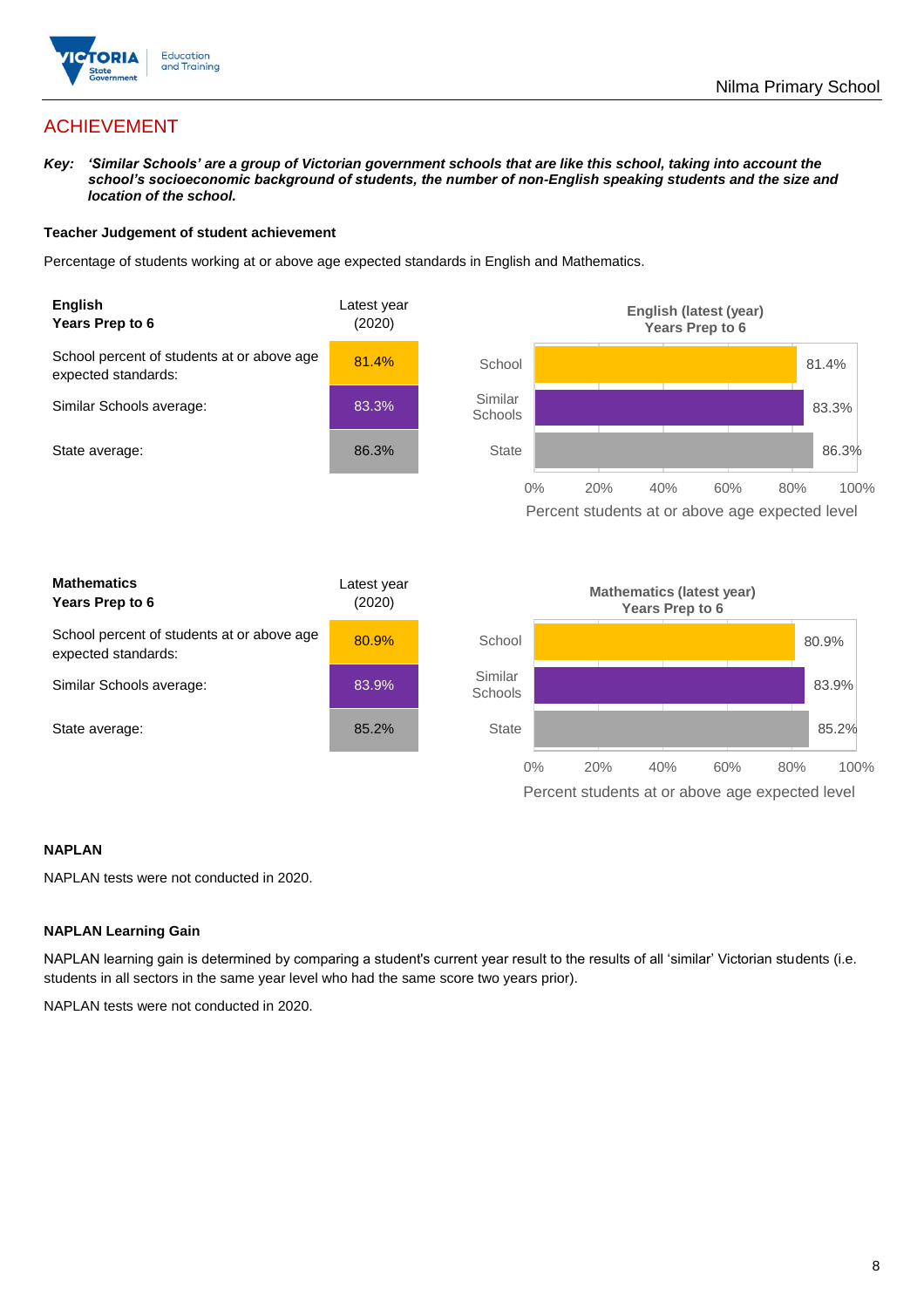## ACHIEVEMENT

***Key:*** ***'Similar Schools' are a group of Victorian government schools that are like this school, taking into account the school's socioeconomic background of students, the number of non-English speaking students and the size and location of the school.***

### Teacher Judgement of student achievement

Percentage of students working at or above age expected standards in English and Mathematics.

| **English**<br>**Years Prep to 6** | Latest year (2020) |
|---|---|
| School percent of students at or above age expected standards: | 81.4% |
| Similar Schools average: | 83.3% |
| State average: | 86.3% |

**English (latest (year)**
**Years Prep to 6**

| | Percent students at or above age expected level |
|---|---|
| School | 81.4% |
| Similar Schools | 83.3% |
| State | 86.3% |

| **Mathematics**<br>**Years Prep to 6** | Latest year (2020) |
|---|---|
| School percent of students at or above age expected standards: | 80.9% |
| Similar Schools average: | 83.9% |
| State average: | 85.2% |

**Mathematics (latest year)**
**Years Prep to 6**

| | Percent students at or above age expected level |
|---|---|
| School | 80.9% |
| Similar Schools | 83.9% |
| State | 85.2% |

### NAPLAN

NAPLAN tests were not conducted in 2020.

### NAPLAN Learning Gain

NAPLAN learning gain is determined by comparing a student's current year result to the results of all 'similar' Victorian students (i.e. students in all sectors in the same year level who had the same score two years prior).

NAPLAN tests were not conducted in 2020.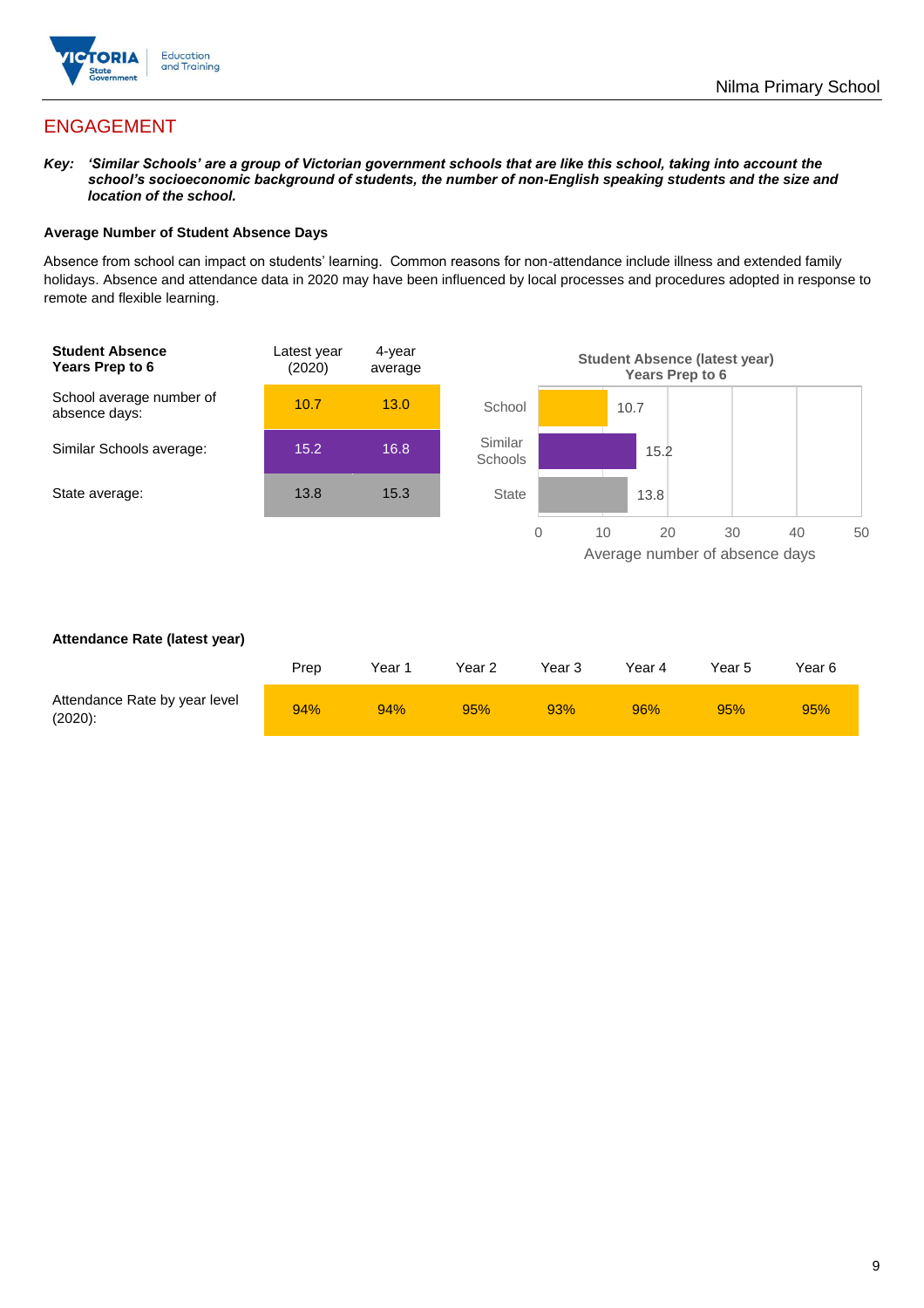## ENGAGEMENT

***Key:** 'Similar Schools' are a group of Victorian government schools that are like this school, taking into account the school's socioeconomic background of students, the number of non-English speaking students and the size and location of the school.*

**Average Number of Student Absence Days**

Absence from school can impact on students' learning. Common reasons for non-attendance include illness and extended family holidays. Absence and attendance data in 2020 may have been influenced by local processes and procedures adopted in response to remote and flexible learning.

| **Student Absence Years Prep to 6** | Latest year (2020) | 4-year average |
|---|---|---|
| School average number of absence days: | 10.7 | 13.0 |
| Similar Schools average: | 15.2 | 16.8 |
| State average: | 13.8 | 15.3 |

**Student Absence (latest year) Years Prep to 6**

| | Average number of absence days |
|---|---|
| School | 10.7 |
| Similar Schools | 15.2 |
| State | 13.8 |

**Attendance Rate (latest year)**

| | Prep | Year 1 | Year 2 | Year 3 | Year 4 | Year 5 | Year 6 |
|---|---|---|---|---|---|---|---|
| Attendance Rate by year level (2020): | 94% | 94% | 95% | 93% | 96% | 95% | 95% |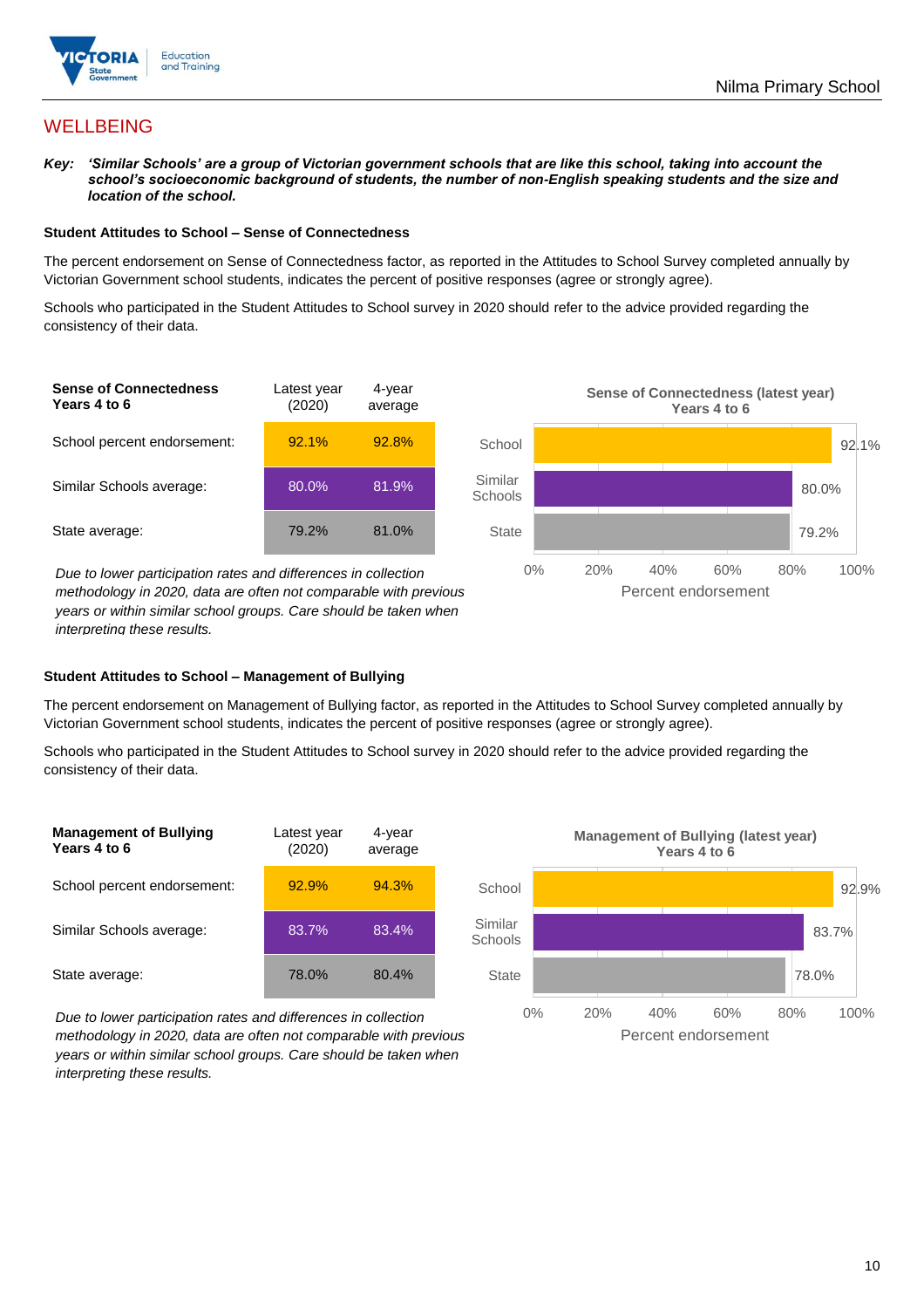# WELLBEING

***Key:*** ***'Similar Schools' are a group of Victorian government schools that are like this school, taking into account the school's socioeconomic background of students, the number of non-English speaking students and the size and location of the school.***

### Student Attitudes to School – Sense of Connectedness

The percent endorsement on Sense of Connectedness factor, as reported in the Attitudes to School Survey completed annually by Victorian Government school students, indicates the percent of positive responses (agree or strongly agree).

Schools who participated in the Student Attitudes to School survey in 2020 should refer to the advice provided regarding the consistency of their data.

| Sense of Connectedness Years 4 to 6 | Latest year (2020) | 4-year average |
|---|---|---|
| School percent endorsement: | 92.1% | 92.8% |
| Similar Schools average: | 80.0% | 81.9% |
| State average: | 79.2% | 81.0% |

*Due to lower participation rates and differences in collection methodology in 2020, data are often not comparable with previous years or within similar school groups. Care should be taken when interpreting these results.*

**Sense of Connectedness (latest year) Years 4 to 6**

| | Percent endorsement |
|---|---|
| School | 92.1% |
| Similar Schools | 80.0% |
| State | 79.2% |

### Student Attitudes to School – Management of Bullying

The percent endorsement on Management of Bullying factor, as reported in the Attitudes to School Survey completed annually by Victorian Government school students, indicates the percent of positive responses (agree or strongly agree).

Schools who participated in the Student Attitudes to School survey in 2020 should refer to the advice provided regarding the consistency of their data.

| Management of Bullying Years 4 to 6 | Latest year (2020) | 4-year average |
|---|---|---|
| School percent endorsement: | 92.9% | 94.3% |
| Similar Schools average: | 83.7% | 83.4% |
| State average: | 78.0% | 80.4% |

*Due to lower participation rates and differences in collection methodology in 2020, data are often not comparable with previous years or within similar school groups. Care should be taken when interpreting these results.*

**Management of Bullying (latest year) Years 4 to 6**

| | Percent endorsement |
|---|---|
| School | 92.9% |
| Similar Schools | 83.7% |
| State | 78.0% |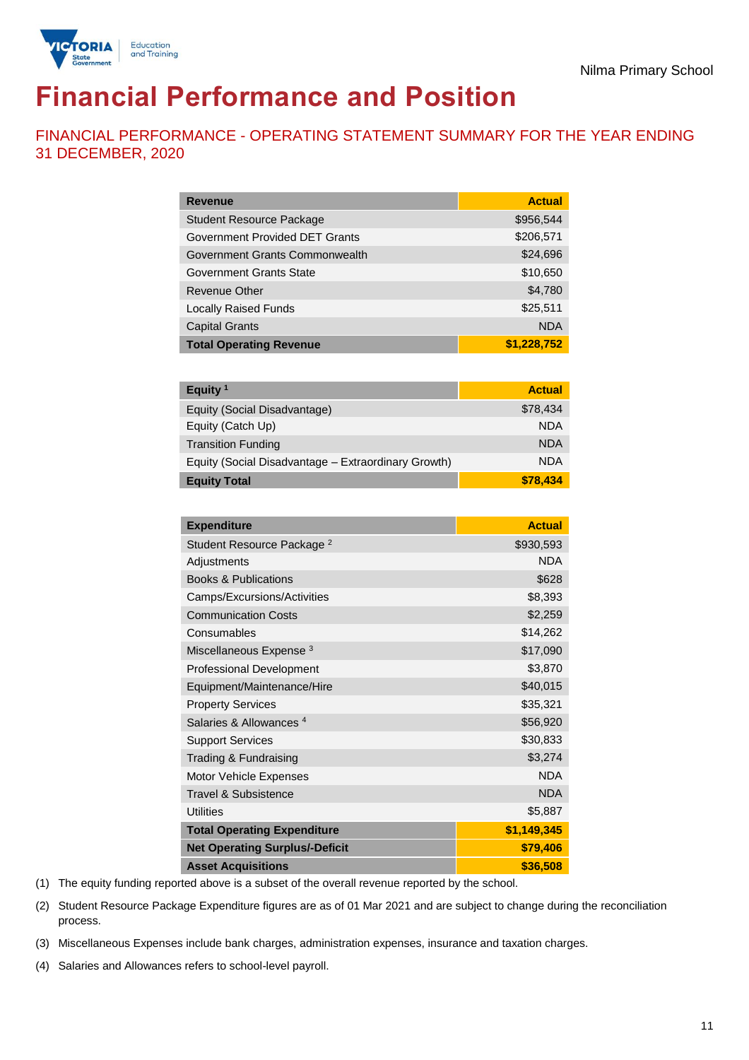Nilma Primary School

# Financial Performance and Position

## FINANCIAL PERFORMANCE - OPERATING STATEMENT SUMMARY FOR THE YEAR ENDING 31 DECEMBER, 2020

| Revenue | Actual |
|---|---|
| Student Resource Package | $956,544 |
| Government Provided DET Grants | $206,571 |
| Government Grants Commonwealth | $24,696 |
| Government Grants State | $10,650 |
| Revenue Other | $4,780 |
| Locally Raised Funds | $25,511 |
| Capital Grants | NDA |
| **Total Operating Revenue** | **$1,228,752** |

| Equity [1] | Actual |
|---|---|
| Equity (Social Disadvantage) | $78,434 |
| Equity (Catch Up) | NDA |
| Transition Funding | NDA |
| Equity (Social Disadvantage – Extraordinary Growth) | NDA |
| **Equity Total** | **$78,434** |

| Expenditure | Actual |
|---|---|
| Student Resource Package [2] | $930,593 |
| Adjustments | NDA |
| Books & Publications | $628 |
| Camps/Excursions/Activities | $8,393 |
| Communication Costs | $2,259 |
| Consumables | $14,262 |
| Miscellaneous Expense [3] | $17,090 |
| Professional Development | $3,870 |
| Equipment/Maintenance/Hire | $40,015 |
| Property Services | $35,321 |
| Salaries & Allowances [4] | $56,920 |
| Support Services | $30,833 |
| Trading & Fundraising | $3,274 |
| Motor Vehicle Expenses | NDA |
| Travel & Subsistence | NDA |
| Utilities | $5,887 |
| **Total Operating Expenditure** | **$1,149,345** |
| **Net Operating Surplus/-Deficit** | **$79,406** |
| **Asset Acquisitions** | **$36,508** |

(1) The equity funding reported above is a subset of the overall revenue reported by the school.

(2) Student Resource Package Expenditure figures are as of 01 Mar 2021 and are subject to change during the reconciliation process.

(3) Miscellaneous Expenses include bank charges, administration expenses, insurance and taxation charges.

(4) Salaries and Allowances refers to school-level payroll.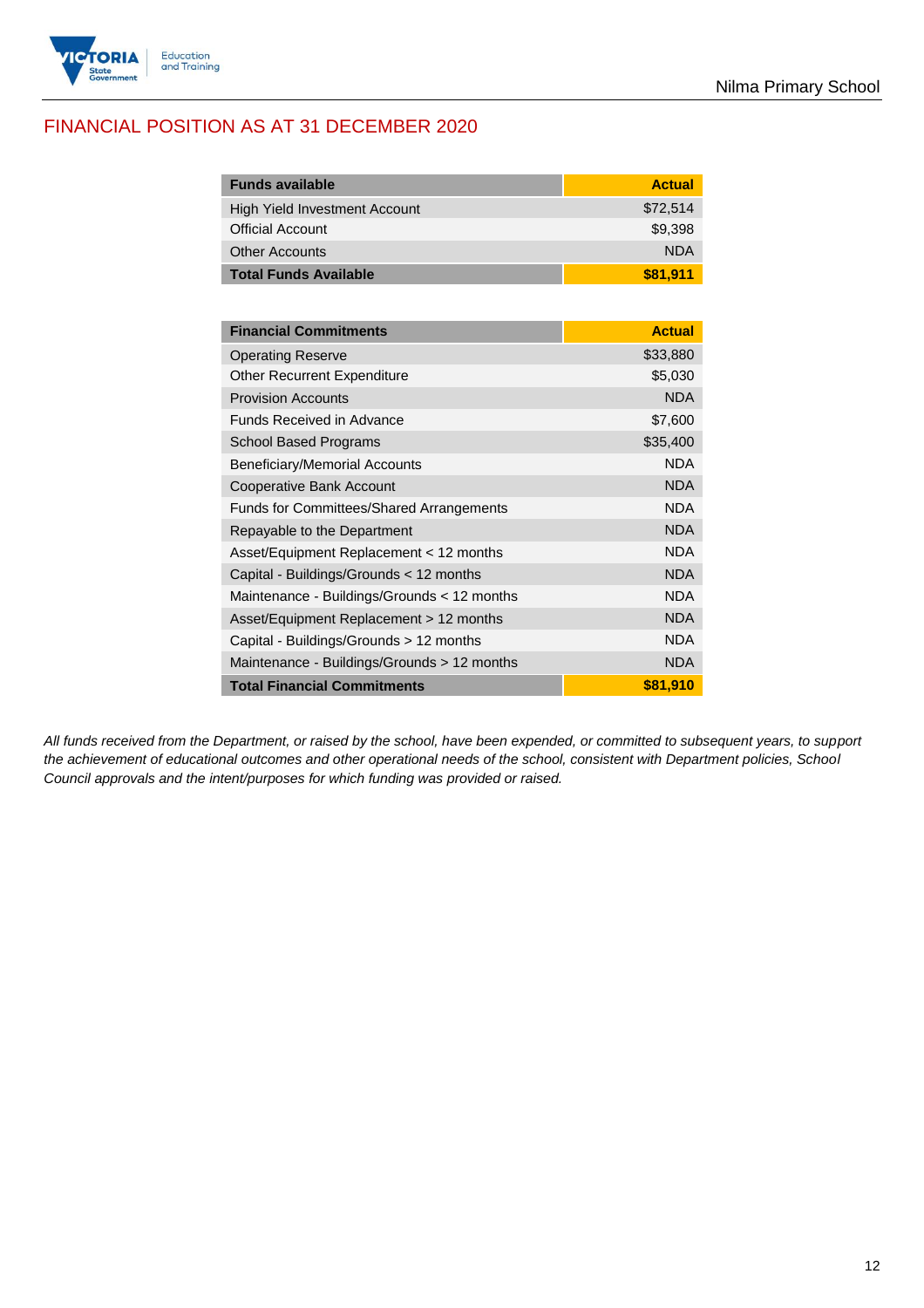# FINANCIAL POSITION AS AT 31 DECEMBER 2020

| Funds available | Actual |
|---|---|
| High Yield Investment Account | $72,514 |
| Official Account | $9,398 |
| Other Accounts | NDA |
| **Total Funds Available** | **$81,911** |

| Financial Commitments | Actual |
|---|---|
| Operating Reserve | $33,880 |
| Other Recurrent Expenditure | $5,030 |
| Provision Accounts | NDA |
| Funds Received in Advance | $7,600 |
| School Based Programs | $35,400 |
| Beneficiary/Memorial Accounts | NDA |
| Cooperative Bank Account | NDA |
| Funds for Committees/Shared Arrangements | NDA |
| Repayable to the Department | NDA |
| Asset/Equipment Replacement < 12 months | NDA |
| Capital - Buildings/Grounds < 12 months | NDA |
| Maintenance - Buildings/Grounds < 12 months | NDA |
| Asset/Equipment Replacement > 12 months | NDA |
| Capital - Buildings/Grounds > 12 months | NDA |
| Maintenance - Buildings/Grounds > 12 months | NDA |
| **Total Financial Commitments** | **$81,910** |

*All funds received from the Department, or raised by the school, have been expended, or committed to subsequent years, to support the achievement of educational outcomes and other operational needs of the school, consistent with Department policies, School Council approvals and the intent/purposes for which funding was provided or raised.*